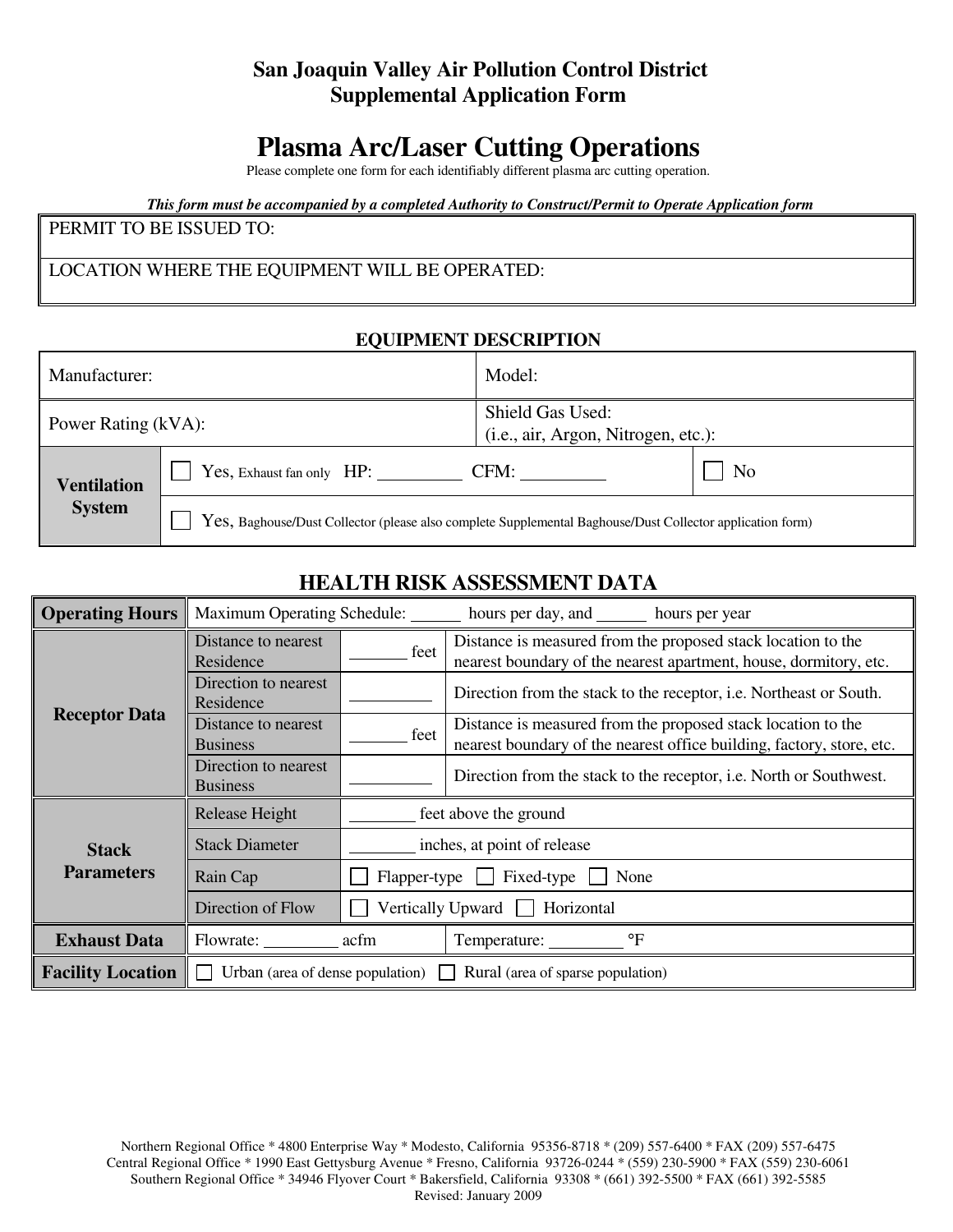**San Joaquin Valley Air Pollution Control District**
**Supplemental Application Form**

# Plasma Arc/Laser Cutting Operations

Please complete one form for each identifiably different plasma arc cutting operation.

***This form must be accompanied by a completed Authority to Construct/Permit to Operate Application form***

| PERMIT TO BE ISSUED TO: |
|---|
| LOCATION WHERE THE EQUIPMENT WILL BE OPERATED: |

## EQUIPMENT DESCRIPTION

| | | |
|---|---|---|
| Manufacturer: | Model: | |
| Power Rating (kVA): | Shield Gas Used: (i.e., air, Argon, Nitrogen, etc.): | |
| **Ventilation System** | ☐ Yes, Exhaust fan only HP: _________ CFM: _________ | ☐ No |
| | ☐ Yes, Baghouse/Dust Collector (please also complete Supplemental Baghouse/Dust Collector application form) | |

## HEALTH RISK ASSESSMENT DATA

| | | | |
|---|---|---|---|
| **Operating Hours** | Maximum Operating Schedule: ______ hours per day, and ______ hours per year | | |
| **Receptor Data** | Distance to nearest Residence | _______ feet | Distance is measured from the proposed stack location to the nearest boundary of the nearest apartment, house, dormitory, etc. |
| | Direction to nearest Residence | _________ | Direction from the stack to the receptor, i.e. Northeast or South. |
| | Distance to nearest Business | _______ feet | Distance is measured from the proposed stack location to the nearest boundary of the nearest office building, factory, store, etc. |
| | Direction to nearest Business | _________ | Direction from the stack to the receptor, i.e. North or Southwest. |
| **Stack Parameters** | Release Height | ________ feet above the ground | |
| | Stack Diameter | ________ inches, at point of release | |
| | Rain Cap | ☐ Flapper-type ☐ Fixed-type ☐ None | |
| | Direction of Flow | ☐ Vertically Upward ☐ Horizontal | |
| **Exhaust Data** | Flowrate: _________ acfm | | Temperature: _________ °F |
| **Facility Location** | ☐ Urban (area of dense population) ☐ Rural (area of sparse population) | | |

Northern Regional Office * 4800 Enterprise Way * Modesto, California 95356-8718 * (209) 557-6400 * FAX (209) 557-6475
Central Regional Office * 1990 East Gettysburg Avenue * Fresno, California 93726-0244 * (559) 230-5900 * FAX (559) 230-6061
Southern Regional Office * 34946 Flyover Court * Bakersfield, California 93308 * (661) 392-5500 * FAX (661) 392-5585
Revised: January 2009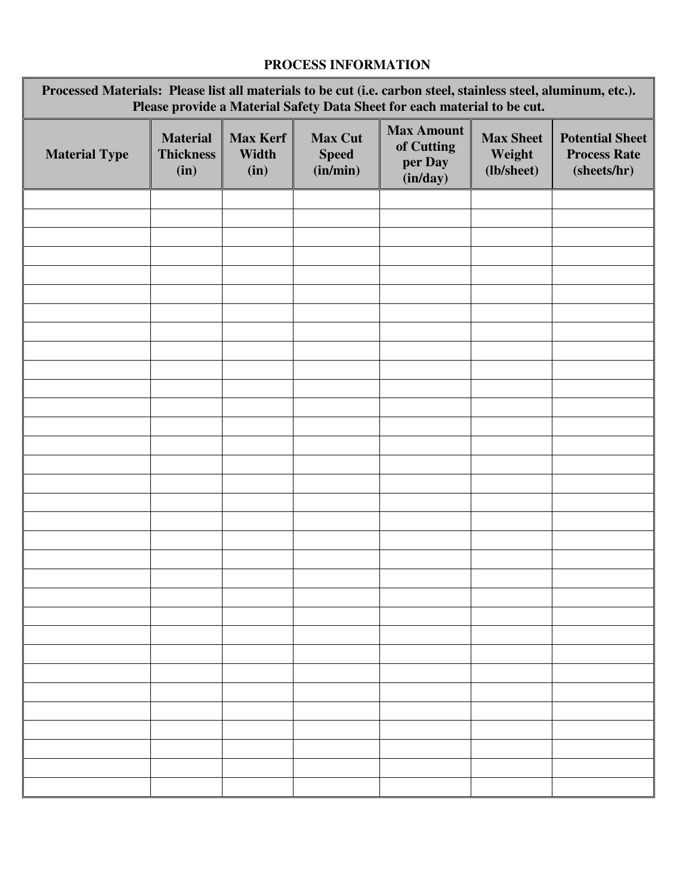## PROCESS INFORMATION

**Processed Materials: Please list all materials to be cut (i.e. carbon steel, stainless steel, aluminum, etc.). Please provide a Material Safety Data Sheet for each material to be cut.**

| Material Type | Material Thickness (in) | Max Kerf Width (in) | Max Cut Speed (in/min) | Max Amount of Cutting per Day (in/day) | Max Sheet Weight (lb/sheet) | Potential Sheet Process Rate (sheets/hr) |
|---|---|---|---|---|---|---|
| | | | | | | |
| | | | | | | |
| | | | | | | |
| | | | | | | |
| | | | | | | |
| | | | | | | |
| | | | | | | |
| | | | | | | |
| | | | | | | |
| | | | | | | |
| | | | | | | |
| | | | | | | |
| | | | | | | |
| | | | | | | |
| | | | | | | |
| | | | | | | |
| | | | | | | |
| | | | | | | |
| | | | | | | |
| | | | | | | |
| | | | | | | |
| | | | | | | |
| | | | | | | |
| | | | | | | |
| | | | | | | |
| | | | | | | |
| | | | | | | |
| | | | | | | |
| | | | | | | |
| | | | | | | |
| | | | | | | |
| | | | | | | |